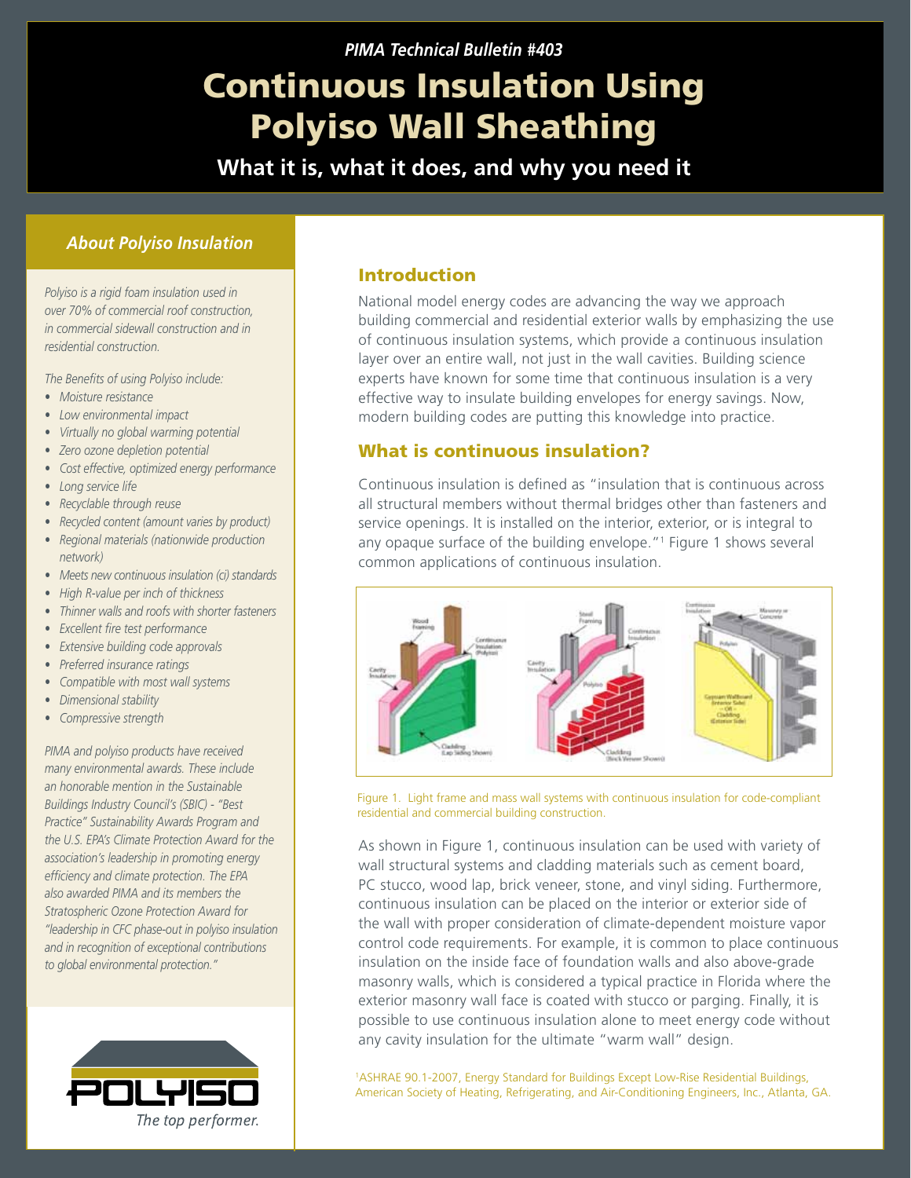*PIMA Technical Bulletin #403*

# Continuous Insulation Using Polyiso Wall Sheathing

**What it is, what it does, and why you need it**

### *About Polyiso Insulation*

*Polyiso is a rigid foam insulation used in over 70% of commercial roof construction, in commercial sidewall construction and in residential construction.*

*The Benefits of using Polyiso include:*

- *Moisture resistance*
- *Low environmental impact*
- *Virtually no global warming potential*
- *Zero ozone depletion potential*
- *Cost effective, optimized energy performance*
- *Long service life*
- *Recyclable through reuse*
- *Recycled content (amount varies by product)*
- *Regional materials (nationwide production network)*
- *Meets new continuous insulation (ci) standards*
- *High R-value per inch of thickness*
- *Thinner walls and roofs with shorter fasteners*
- *Excellent fire test performance*
- *Extensive building code approvals*
- *Preferred insurance ratings*
- *Compatible with most wall systems*
- *Dimensional stability*
- *Compressive strength*

*PIMA and polyiso products have received many environmental awards. These include an honorable mention in the Sustainable Buildings Industry Council's (SBIC) - "Best Practice" Sustainability Awards Program and the U.S. EPA's Climate Protection Award for the association's leadership in promoting energy efficiency and climate protection. The EPA also awarded PIMA and its members the Stratospheric Ozone Protection Award for "leadership in CFC phase-out in polyiso insulation and in recognition of exceptional contributions to global environmental protection."*

POLYISO *The top performer.*

## Introduction

National model energy codes are advancing the way we approach building commercial and residential exterior walls by emphasizing the use of continuous insulation systems, which provide a continuous insulation layer over an entire wall, not just in the wall cavities. Building science experts have known for some time that continuous insulation is a very effective way to insulate building envelopes for energy savings. Now, modern building codes are putting this knowledge into practice.

## What is continuous insulation?

Continuous insulation is defined as "insulation that is continuous across all structural members without thermal bridges other than fasteners and service openings. It is installed on the interior, exterior, or is integral to any opaque surface of the building envelope."[1] Figure 1 shows several common applications of continuous insulation.

Figure 1. Light frame and mass wall systems with continuous insulation for code-compliant residential and commercial building construction.

As shown in Figure 1, continuous insulation can be used with variety of wall structural systems and cladding materials such as cement board, PC stucco, wood lap, brick veneer, stone, and vinyl siding. Furthermore, continuous insulation can be placed on the interior or exterior side of the wall with proper consideration of climate-dependent moisture vapor control code requirements. For example, it is common to place continuous insulation on the inside face of foundation walls and also above-grade masonry walls, which is considered a typical practice in Florida where the exterior masonry wall face is coated with stucco or parging. Finally, it is possible to use continuous insulation alone to meet energy code without any cavity insulation for the ultimate "warm wall" design.

[1]ASHRAE 90.1-2007, Energy Standard for Buildings Except Low-Rise Residential Buildings, American Society of Heating, Refrigerating, and Air-Conditioning Engineers, Inc., Atlanta, GA.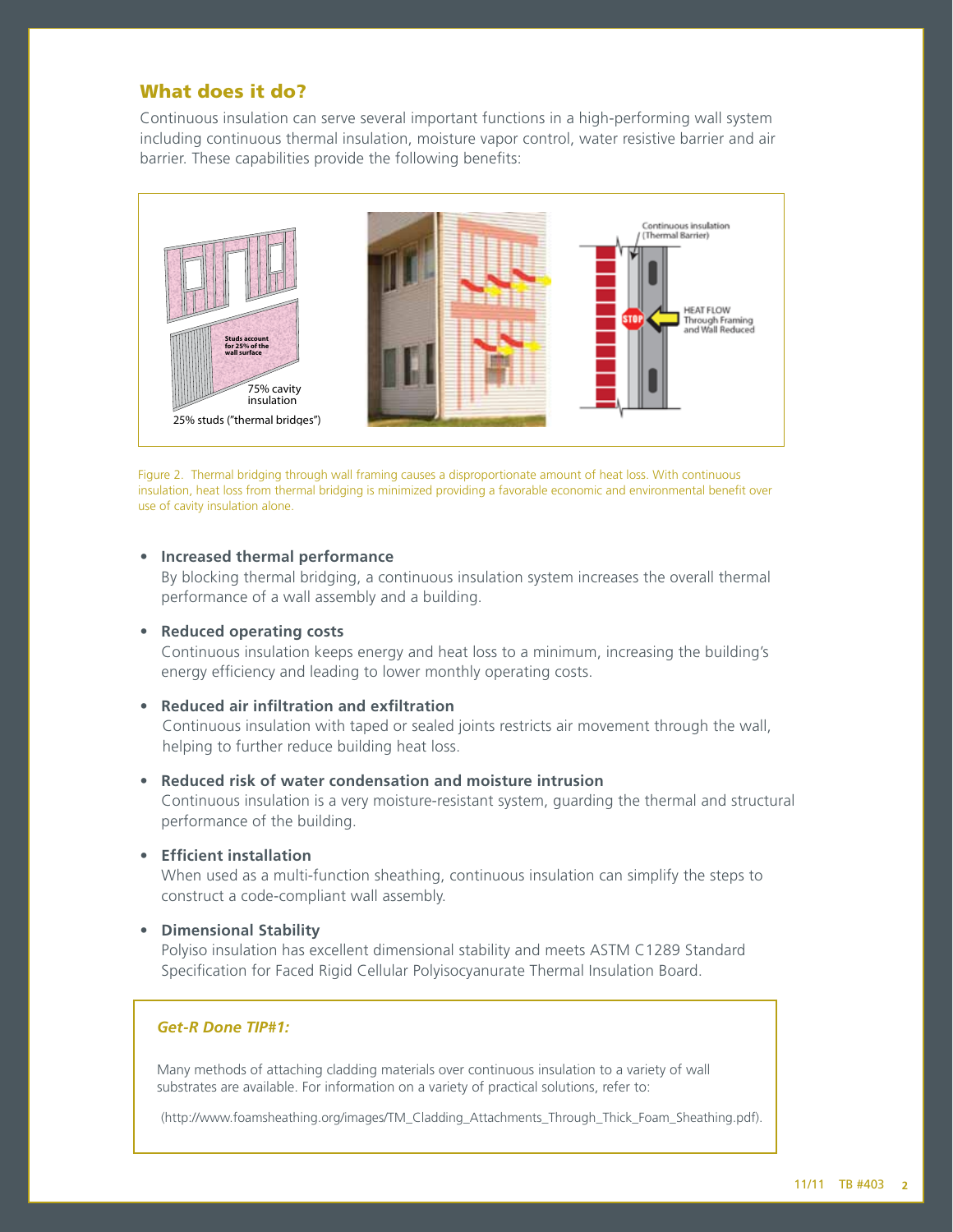## What does it do?

Continuous insulation can serve several important functions in a high-performing wall system including continuous thermal insulation, moisture vapor control, water resistive barrier and air barrier. These capabilities provide the following benefits:

Figure 2. Thermal bridging through wall framing causes a disproportionate amount of heat loss. With continuous insulation, heat loss from thermal bridging is minimized providing a favorable economic and environmental benefit over use of cavity insulation alone.

- **Increased thermal performance**
  By blocking thermal bridging, a continuous insulation system increases the overall thermal performance of a wall assembly and a building.

- **Reduced operating costs**
  Continuous insulation keeps energy and heat loss to a minimum, increasing the building's energy efficiency and leading to lower monthly operating costs.

- **Reduced air infiltration and exfiltration**
  Continuous insulation with taped or sealed joints restricts air movement through the wall, helping to further reduce building heat loss.

- **Reduced risk of water condensation and moisture intrusion**
  Continuous insulation is a very moisture-resistant system, guarding the thermal and structural performance of the building.

- **Efficient installation**
  When used as a multi-function sheathing, continuous insulation can simplify the steps to construct a code-compliant wall assembly.

- **Dimensional Stability**
  Polyiso insulation has excellent dimensional stability and meets ASTM C1289 Standard Specification for Faced Rigid Cellular Polyisocyanurate Thermal Insulation Board.

***Get-R Done TIP#1:***

Many methods of attaching cladding materials over continuous insulation to a variety of wall substrates are available. For information on a variety of practical solutions, refer to:

(http://www.foamsheathing.org/images/TM_Cladding_Attachments_Through_Thick_Foam_Sheathing.pdf).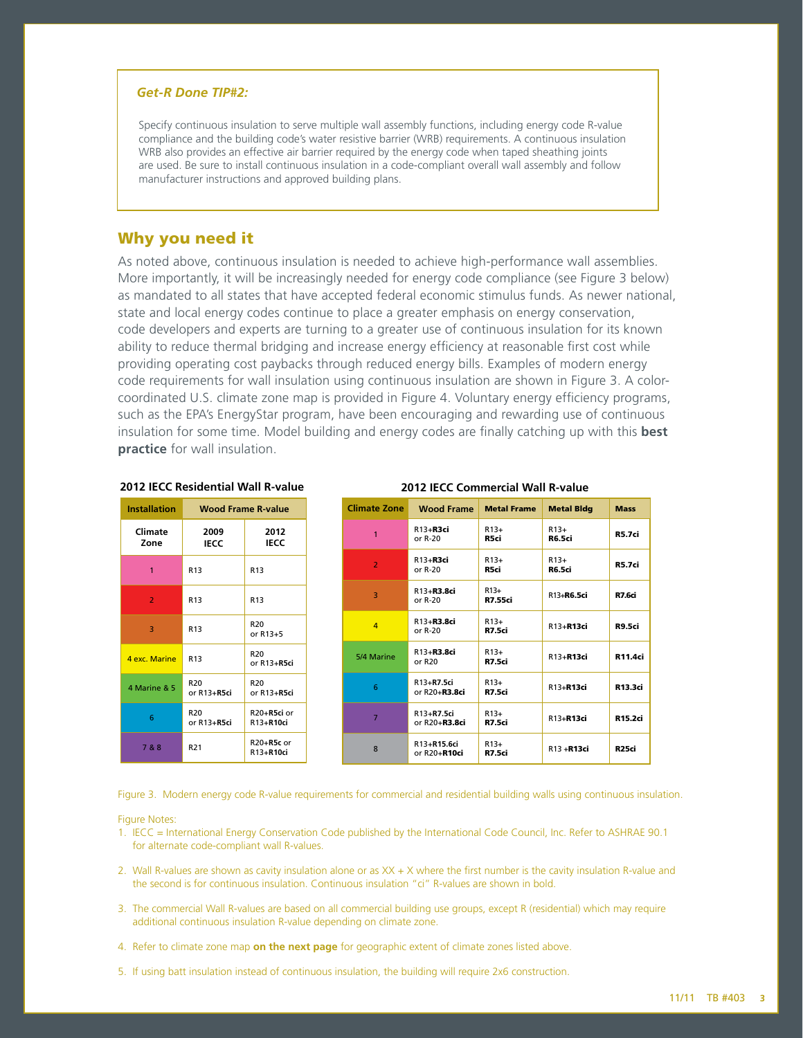*Get-R Done TIP#2:*

Specify continuous insulation to serve multiple wall assembly functions, including energy code R-value compliance and the building code's water resistive barrier (WRB) requirements. A continuous insulation WRB also provides an effective air barrier required by the energy code when taped sheathing joints are used. Be sure to install continuous insulation in a code-compliant overall wall assembly and follow manufacturer instructions and approved building plans.

## Why you need it

As noted above, continuous insulation is needed to achieve high-performance wall assemblies. More importantly, it will be increasingly needed for energy code compliance (see Figure 3 below) as mandated to all states that have accepted federal economic stimulus funds. As newer national, state and local energy codes continue to place a greater emphasis on energy conservation, code developers and experts are turning to a greater use of continuous insulation for its known ability to reduce thermal bridging and increase energy efficiency at reasonable first cost while providing operating cost paybacks through reduced energy bills. Examples of modern energy code requirements for wall insulation using continuous insulation are shown in Figure 3. A color-coordinated U.S. climate zone map is provided in Figure 4. Voluntary energy efficiency programs, such as the EPA's EnergyStar program, have been encouraging and rewarding use of continuous insulation for some time. Model building and energy codes are finally catching up with this **best practice** for wall insulation.

**2012 IECC Residential Wall R-value**

| Installation | Wood Frame R-value | |
|---|---|---|
| Climate Zone | 2009 IECC | 2012 IECC |
| 1 | R13 | R13 |
| 2 | R13 | R13 |
| 3 | R13 | R20 or R13+5 |
| 4 exc. Marine | R13 | R20 or R13+**R5ci** |
| 4 Marine & 5 | R20 or R13+**R5ci** | R20 or R13+**R5ci** |
| 6 | R20 or R13+**R5ci** | R20+**R5ci** or R13+**R10ci** |
| 7 & 8 | R21 | R20+**R5c** or R13+**R10ci** |

**2012 IECC Commercial Wall R-value**

| Climate Zone | Wood Frame | Metal Frame | Metal Bldg | Mass |
|---|---|---|---|---|
| 1 | R13+**R3ci** or R-20 | R13+ **R5ci** | R13+ **R6.5ci** | **R5.7ci** |
| 2 | R13+**R3ci** or R-20 | R13+ **R5ci** | R13+ **R6.5ci** | **R5.7ci** |
| 3 | R13+**R3.8ci** or R-20 | R13+ **R7.55ci** | R13+**R6.5ci** | **R7.6ci** |
| 4 | R13+**R3.8ci** or R-20 | R13+ **R7.5ci** | R13+**R13ci** | **R9.5ci** |
| 5/4 Marine | R13+**R3.8ci** or R20 | R13+ **R7.5ci** | R13+**R13ci** | **R11.4ci** |
| 6 | R13+**R7.5ci** or R20+**R3.8ci** | R13+ **R7.5ci** | R13+**R13ci** | **R13.3ci** |
| 7 | R13+**R7.5ci** or R20+**R3.8ci** | R13+ **R7.5ci** | R13+**R13ci** | **R15.2ci** |
| 8 | R13+**R15.6ci** or R20+**R10ci** | R13+ **R7.5ci** | R13 +**R13ci** | **R25ci** |

Figure 3. Modern energy code R-value requirements for commercial and residential building walls using continuous insulation.

Figure Notes:

1. IECC = International Energy Conservation Code published by the International Code Council, Inc. Refer to ASHRAE 90.1 for alternate code-compliant wall R-values.
2. Wall R-values are shown as cavity insulation alone or as XX + X where the first number is the cavity insulation R-value and the second is for continuous insulation. Continuous insulation "ci" R-values are shown in bold.
3. The commercial Wall R-values are based on all commercial building use groups, except R (residential) which may require additional continuous insulation R-value depending on climate zone.
4. Refer to climate zone map **on the next page** for geographic extent of climate zones listed above.
5. If using batt insulation instead of continuous insulation, the building will require 2x6 construction.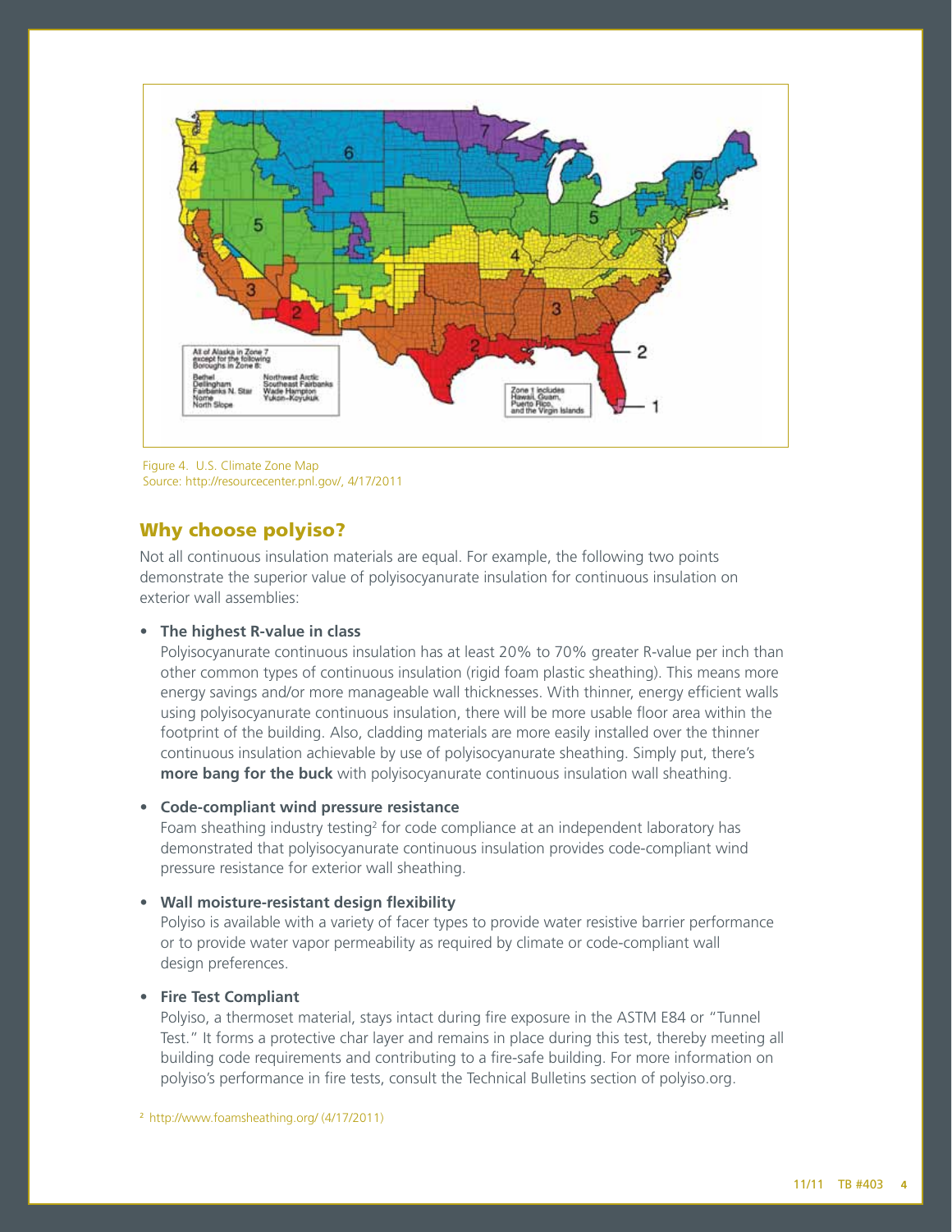Figure 4. U.S. Climate Zone Map
Source: http://resourcecenter.pnl.gov/, 4/17/2011

## Why choose polyiso?

Not all continuous insulation materials are equal. For example, the following two points demonstrate the superior value of polyisocyanurate insulation for continuous insulation on exterior wall assemblies:

- **The highest R-value in class**
  Polyisocyanurate continuous insulation has at least 20% to 70% greater R-value per inch than other common types of continuous insulation (rigid foam plastic sheathing). This means more energy savings and/or more manageable wall thicknesses. With thinner, energy efficient walls using polyisocyanurate continuous insulation, there will be more usable floor area within the footprint of the building. Also, cladding materials are more easily installed over the thinner continuous insulation achievable by use of polyisocyanurate sheathing. Simply put, there's **more bang for the buck** with polyisocyanurate continuous insulation wall sheathing.

- **Code-compliant wind pressure resistance**
  Foam sheathing industry testing[2] for code compliance at an independent laboratory has demonstrated that polyisocyanurate continuous insulation provides code-compliant wind pressure resistance for exterior wall sheathing.

- **Wall moisture-resistant design flexibility**
  Polyiso is available with a variety of facer types to provide water resistive barrier performance or to provide water vapor permeability as required by climate or code-compliant wall design preferences.

- **Fire Test Compliant**
  Polyiso, a thermoset material, stays intact during fire exposure in the ASTM E84 or "Tunnel Test." It forms a protective char layer and remains in place during this test, thereby meeting all building code requirements and contributing to a fire-safe building. For more information on polyiso's performance in fire tests, consult the Technical Bulletins section of polyiso.org.

[2] http://www.foamsheathing.org/ (4/17/2011)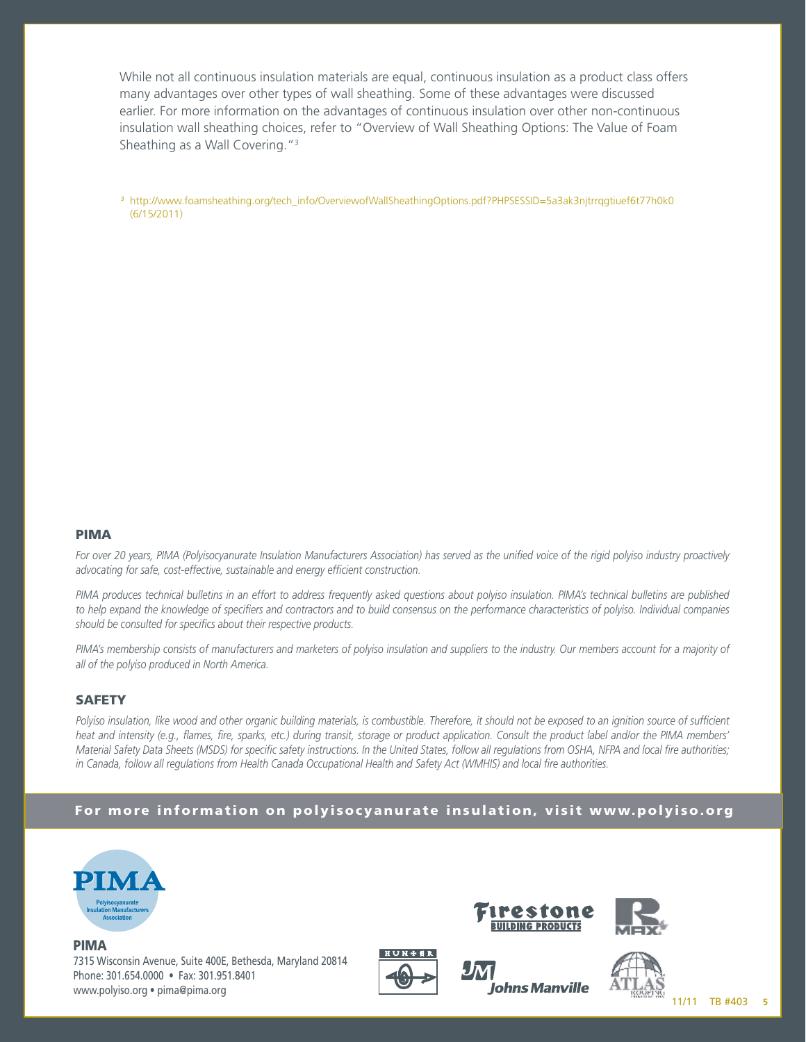While not all continuous insulation materials are equal, continuous insulation as a product class offers many advantages over other types of wall sheathing. Some of these advantages were discussed earlier. For more information on the advantages of continuous insulation over other non-continuous insulation wall sheathing choices, refer to "Overview of Wall Sheathing Options: The Value of Foam Sheathing as a Wall Covering."[3]

[3] http://www.foamsheathing.org/tech_info/OverviewofWallSheathingOptions.pdf?PHPSESSID=5a3ak3njtrrqgtiuef6t77h0k0 (6/15/2011)

## PIMA

*For over 20 years, PIMA (Polyisocyanurate Insulation Manufacturers Association) has served as the unified voice of the rigid polyiso industry proactively advocating for safe, cost-effective, sustainable and energy efficient construction.*

*PIMA produces technical bulletins in an effort to address frequently asked questions about polyiso insulation. PIMA's technical bulletins are published to help expand the knowledge of specifiers and contractors and to build consensus on the performance characteristics of polyiso. Individual companies should be consulted for specifics about their respective products.*

*PIMA's membership consists of manufacturers and marketers of polyiso insulation and suppliers to the industry. Our members account for a majority of all of the polyiso produced in North America.*

## SAFETY

*Polyiso insulation, like wood and other organic building materials, is combustible. Therefore, it should not be exposed to an ignition source of sufficient heat and intensity (e.g., flames, fire, sparks, etc.) during transit, storage or product application. Consult the product label and/or the PIMA members' Material Safety Data Sheets (MSDS) for specific safety instructions. In the United States, follow all regulations from OSHA, NFPA and local fire authorities; in Canada, follow all regulations from Health Canada Occupational Health and Safety Act (WMHIS) and local fire authorities.*

**For more information on polyisocyanurate insulation, visit www.polyiso.org**

PIMA
Polyisocyanurate Insulation Manufacturers Association

**PIMA**
7315 Wisconsin Avenue, Suite 400E, Bethesda, Maryland 20814
Phone: 301.654.0000 • Fax: 301.951.8401
www.polyiso.org • pima@pima.org

11/11 TB #403